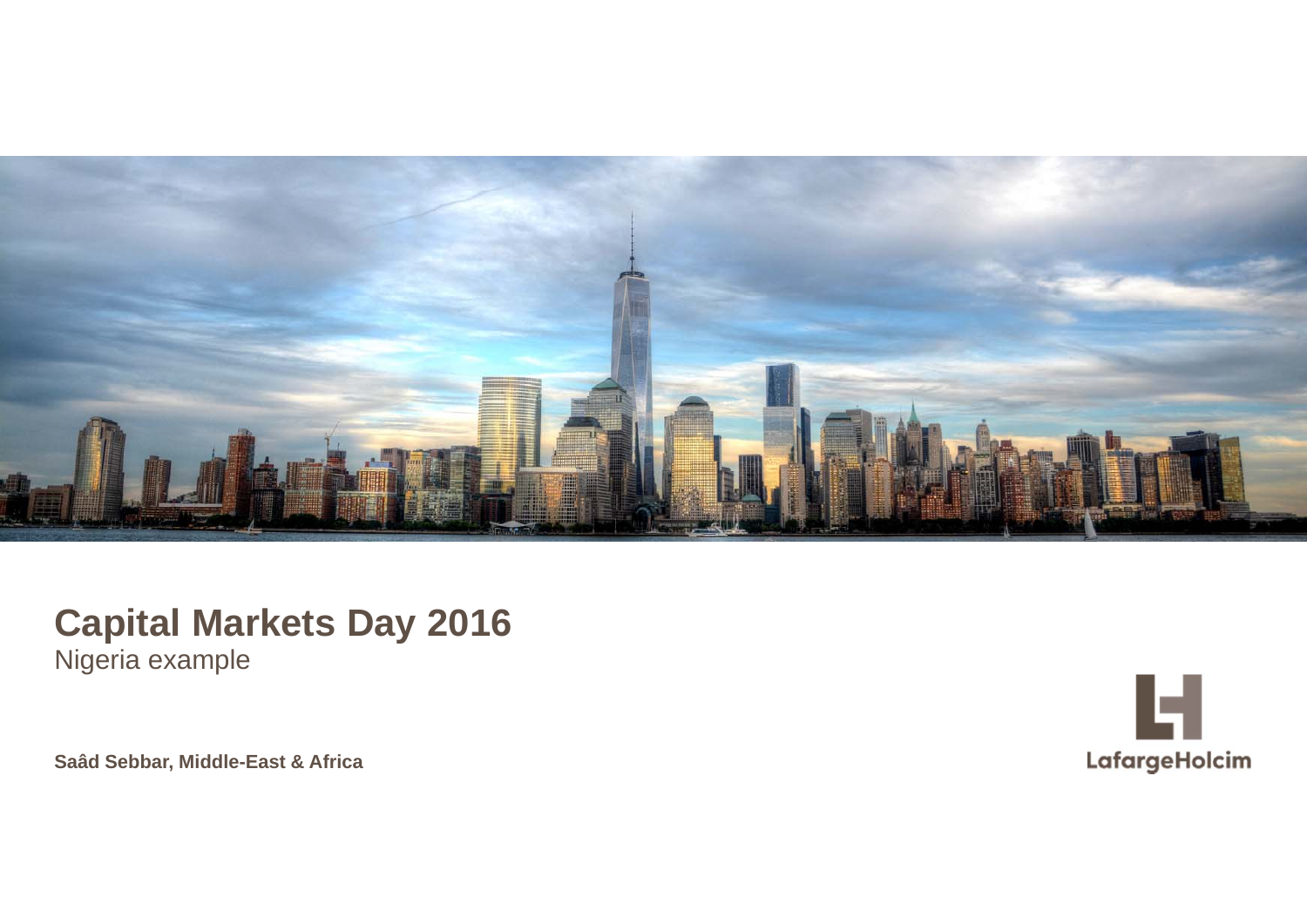# Capital Markets Day 2016

Nigeria example

**Saâd Sebbar, Middle-East & Africa**

LafargeHolcim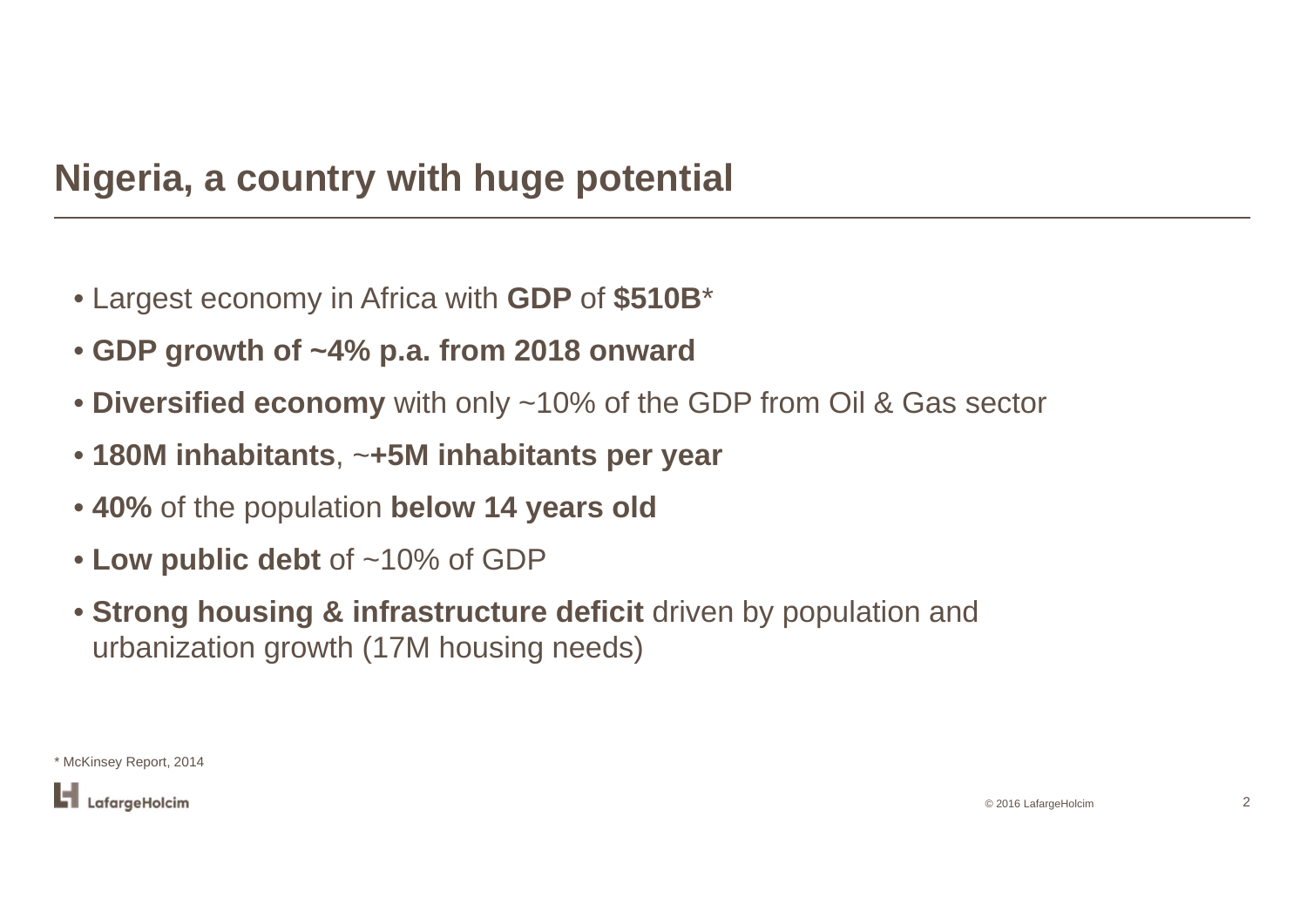# Nigeria, a country with huge potential

- Largest economy in Africa with **GDP** of **$510B***
- **GDP growth of ~4% p.a. from 2018 onward**
- **Diversified economy** with only ~10% of the GDP from Oil & Gas sector
- **180M inhabitants**, ~**+5M inhabitants per year**
- **40%** of the population **below 14 years old**
- **Low public debt** of ~10% of GDP
- **Strong housing & infrastructure deficit** driven by population and urbanization growth (17M housing needs)

* McKinsey Report, 2014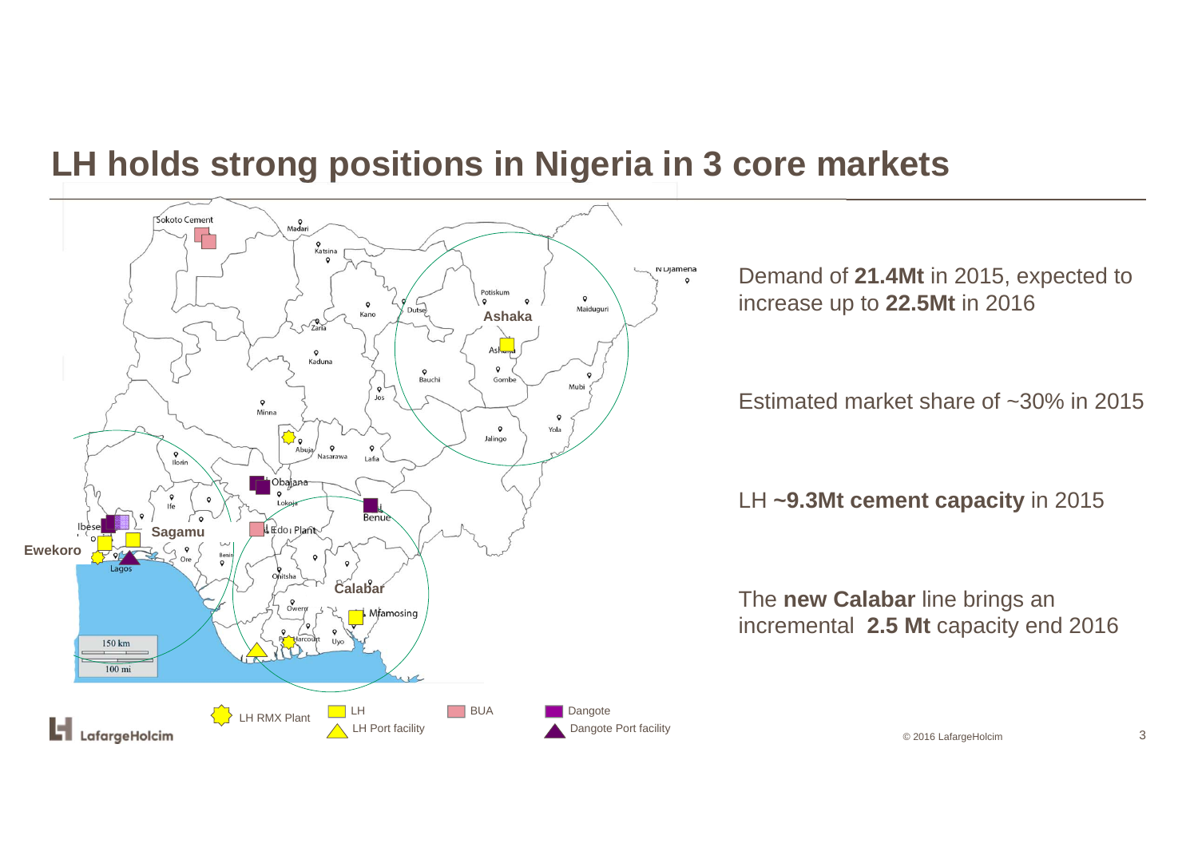# LH holds strong positions in Nigeria in 3 core markets

Demand of **21.4Mt** in 2015, expected to increase up to **22.5Mt** in 2016

Estimated market share of ~30% in 2015

LH **~9.3Mt cement capacity** in 2015

The **new Calabar** line brings an incremental **2.5 Mt** capacity end 2016

Map labels: Sokoto Cement, Madari, Katsina, N'Djamena, Potiskum, Maiduguri, Dutse, Kano, Ashaka, Zaria, Kaduna, Bauchi, Gombe, Mubi, Jos, Minna, Yola, Jalingo, Abuja, Nasarawa, Lafia, Ilorin, Obajana, Lokoja, Benue, Ife, Ibese, Sagamu, Edo Plant, Ewekoro, Ore, Benin, Lagos, Onitsha, Calabar, Owerri, Mfamosing, Port Harcourt, Uyo, 150 km, 100 mi

Legend: LH RMX Plant; LH; LH Port facility; BUA; Dangote; Dangote Port facility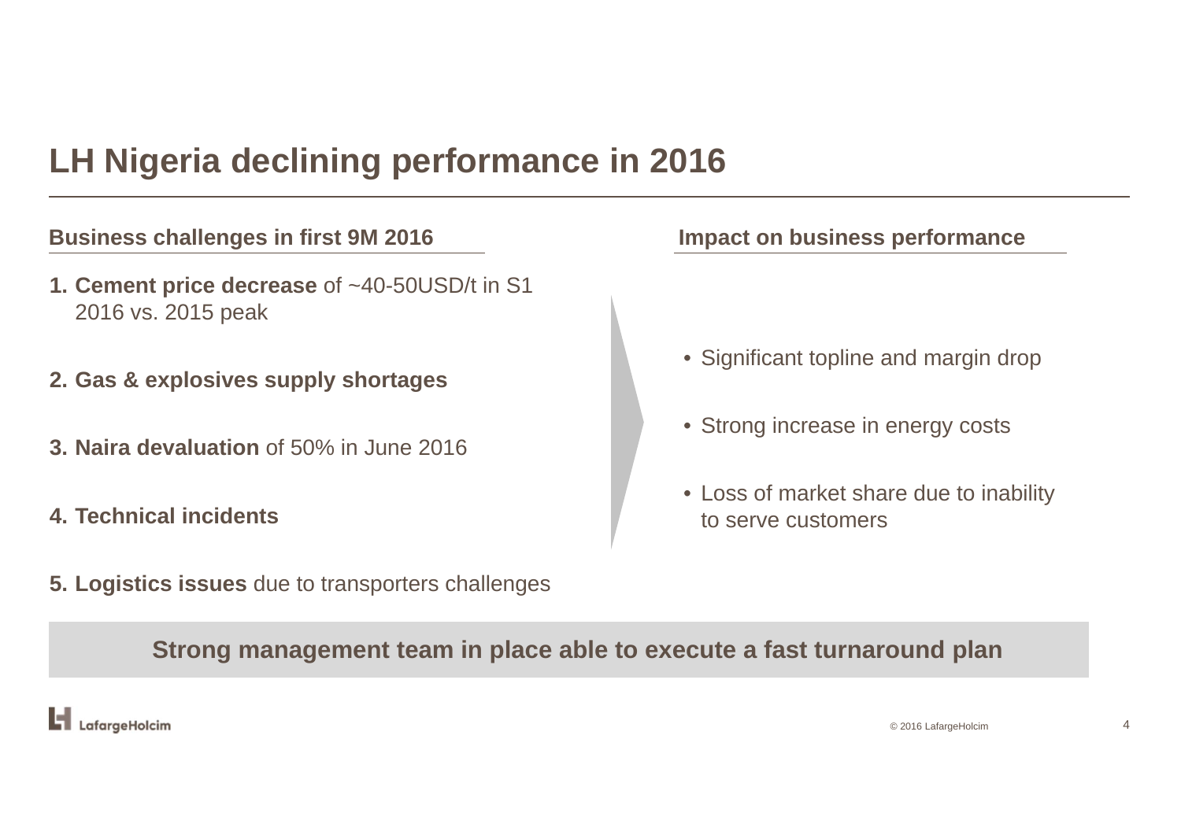# LH Nigeria declining performance in 2016

## Business challenges in first 9M 2016

1. **Cement price decrease** of ~40-50USD/t in S1 2016 vs. 2015 peak
2. **Gas & explosives supply shortages**
3. **Naira devaluation** of 50% in June 2016
4. **Technical incidents**
5. **Logistics issues** due to transporters challenges

## Impact on business performance

- Significant topline and margin drop
- Strong increase in energy costs
- Loss of market share due to inability to serve customers

**Strong management team in place able to execute a fast turnaround plan**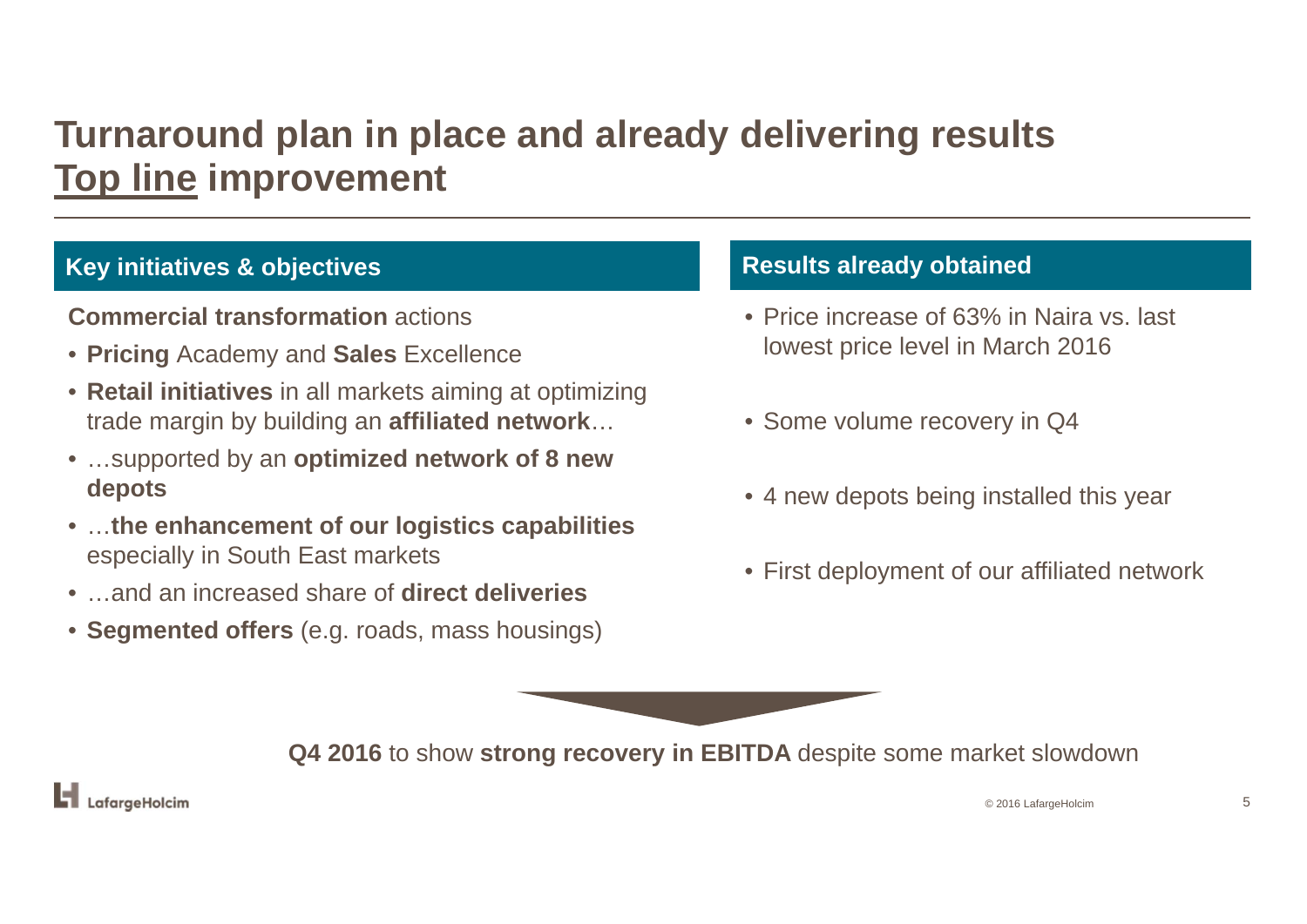# Turnaround plan in place and already delivering results
## Top line improvement

### Key initiatives & objectives

**Commercial transformation** actions

- **Pricing** Academy and **Sales** Excellence
- **Retail initiatives** in all markets aiming at optimizing trade margin by building an **affiliated network**…
- …supported by an **optimized network of 8 new depots**
- …**the enhancement of our logistics capabilities** especially in South East markets
- …and an increased share of **direct deliveries**
- **Segmented offers** (e.g. roads, mass housings)

### Results already obtained

- Price increase of 63% in Naira vs. last lowest price level in March 2016
- Some volume recovery in Q4
- 4 new depots being installed this year
- First deployment of our affiliated network

**Q4 2016** to show **strong recovery in EBITDA** despite some market slowdown

© 2016 LafargeHolcim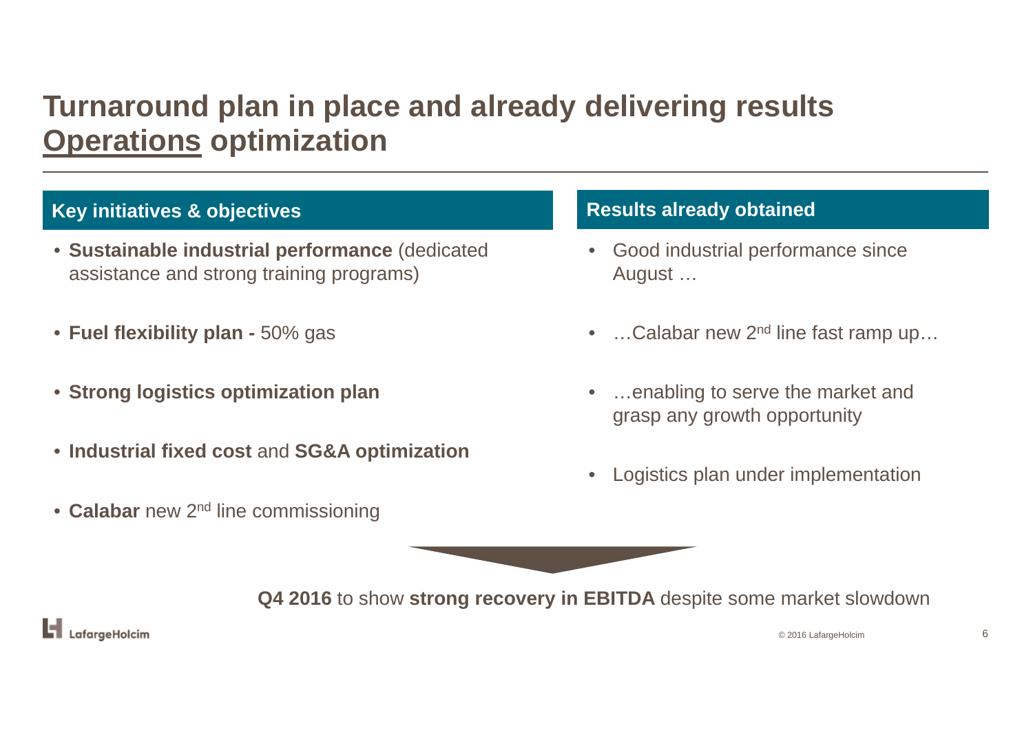# Turnaround plan in place and already delivering results
## Operations optimization

### Key initiatives & objectives

- **Sustainable industrial performance** (dedicated assistance and strong training programs)
- **Fuel flexibility plan -** 50% gas
- **Strong logistics optimization plan**
- **Industrial fixed cost** and **SG&A optimization**
- **Calabar** new 2nd line commissioning

### Results already obtained

- Good industrial performance since August …
- …Calabar new 2nd line fast ramp up…
- …enabling to serve the market and grasp any growth opportunity
- Logistics plan under implementation

**Q4 2016** to show **strong recovery in EBITDA** despite some market slowdown

© 2016 LafargeHolcim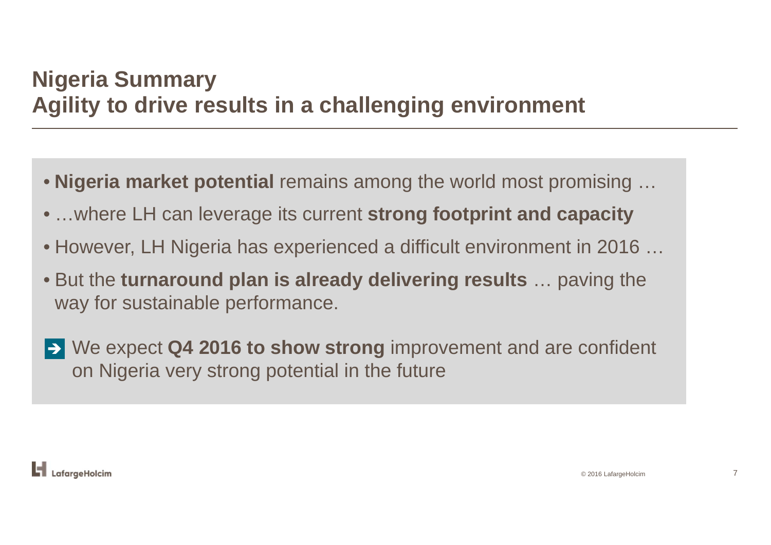# Nigeria Summary
## Agility to drive results in a challenging environment

- **Nigeria market potential** remains among the world most promising …
- …where LH can leverage its current **strong footprint and capacity**
- However, LH Nigeria has experienced a difficult environment in 2016 …
- But the **turnaround plan is already delivering results** … paving the way for sustainable performance.

➔ We expect **Q4 2016 to show strong** improvement and are confident on Nigeria very strong potential in the future